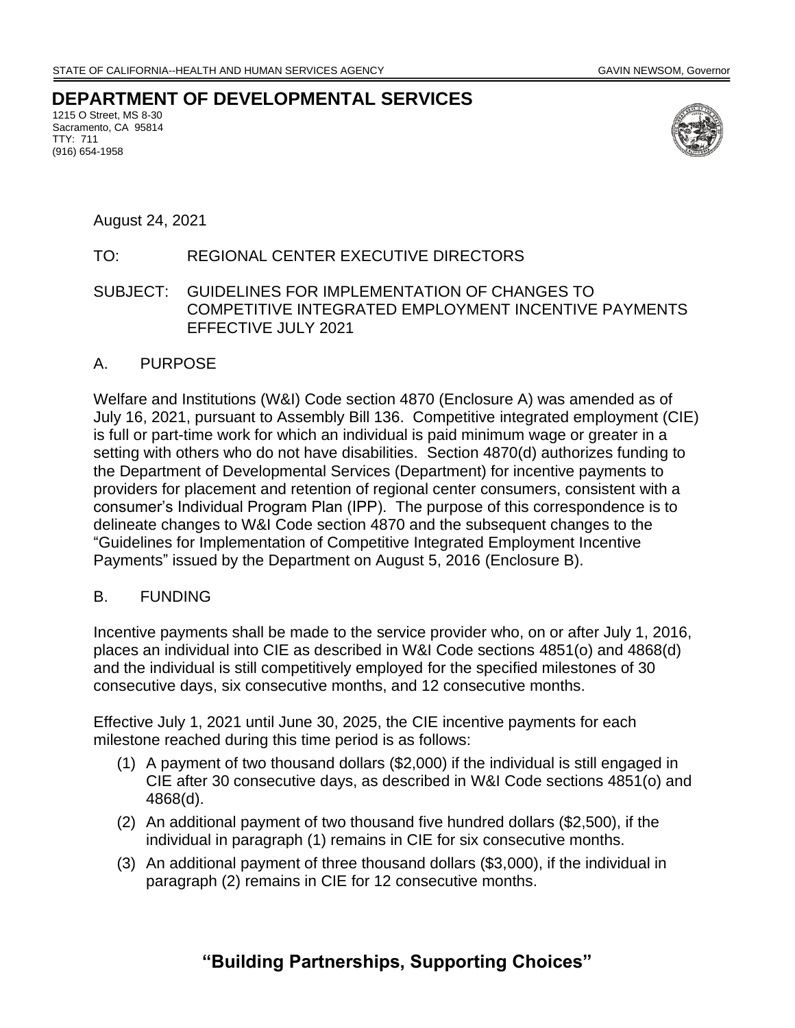STATE OF CALIFORNIA--HEALTH AND HUMAN SERVICES AGENCY GAVIN NEWSOM, Governor

# DEPARTMENT OF DEVELOPMENTAL SERVICES

1215 O Street, MS 8-30
Sacramento, CA 95814
TTY: 711
(916) 654-1958

August 24, 2021

TO: REGIONAL CENTER EXECUTIVE DIRECTORS

SUBJECT: GUIDELINES FOR IMPLEMENTATION OF CHANGES TO COMPETITIVE INTEGRATED EMPLOYMENT INCENTIVE PAYMENTS EFFECTIVE JULY 2021

## A. PURPOSE

Welfare and Institutions (W&I) Code section 4870 (Enclosure A) was amended as of July 16, 2021, pursuant to Assembly Bill 136. Competitive integrated employment (CIE) is full or part-time work for which an individual is paid minimum wage or greater in a setting with others who do not have disabilities. Section 4870(d) authorizes funding to the Department of Developmental Services (Department) for incentive payments to providers for placement and retention of regional center consumers, consistent with a consumer's Individual Program Plan (IPP). The purpose of this correspondence is to delineate changes to W&I Code section 4870 and the subsequent changes to the "Guidelines for Implementation of Competitive Integrated Employment Incentive Payments" issued by the Department on August 5, 2016 (Enclosure B).

## B. FUNDING

Incentive payments shall be made to the service provider who, on or after July 1, 2016, places an individual into CIE as described in W&I Code sections 4851(o) and 4868(d) and the individual is still competitively employed for the specified milestones of 30 consecutive days, six consecutive months, and 12 consecutive months.

Effective July 1, 2021 until June 30, 2025, the CIE incentive payments for each milestone reached during this time period is as follows:

(1) A payment of two thousand dollars ($2,000) if the individual is still engaged in CIE after 30 consecutive days, as described in W&I Code sections 4851(o) and 4868(d).

(2) An additional payment of two thousand five hundred dollars ($2,500), if the individual in paragraph (1) remains in CIE for six consecutive months.

(3) An additional payment of three thousand dollars ($3,000), if the individual in paragraph (2) remains in CIE for 12 consecutive months.

**"Building Partnerships, Supporting Choices"**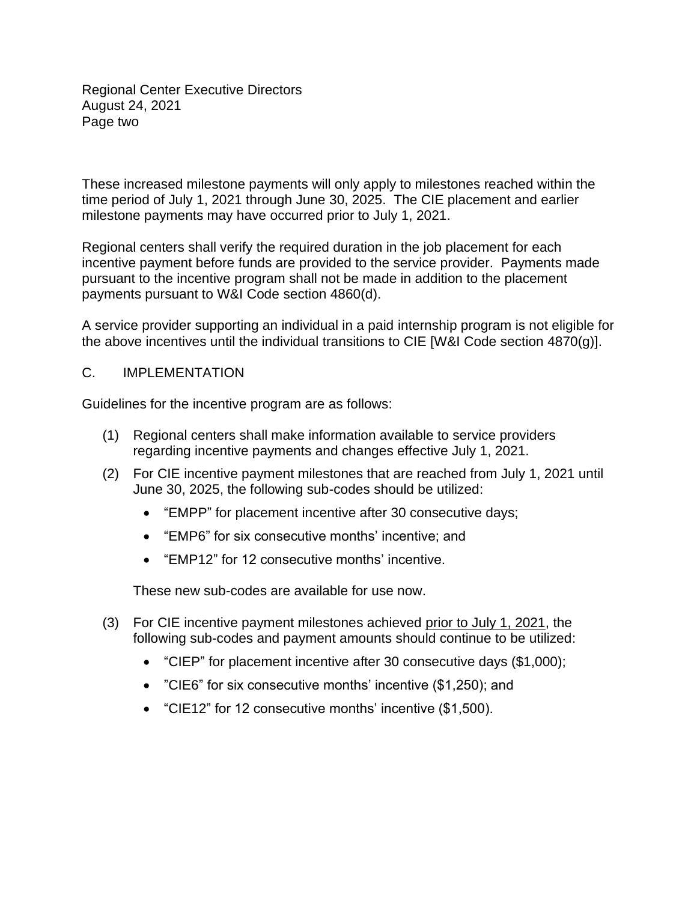These increased milestone payments will only apply to milestones reached within the time period of July 1, 2021 through June 30, 2025. The CIE placement and earlier milestone payments may have occurred prior to July 1, 2021.

Regional centers shall verify the required duration in the job placement for each incentive payment before funds are provided to the service provider. Payments made pursuant to the incentive program shall not be made in addition to the placement payments pursuant to W&I Code section 4860(d).

A service provider supporting an individual in a paid internship program is not eligible for the above incentives until the individual transitions to CIE [W&I Code section 4870(g)].

## C. IMPLEMENTATION

Guidelines for the incentive program are as follows:

(1) Regional centers shall make information available to service providers regarding incentive payments and changes effective July 1, 2021.

(2) For CIE incentive payment milestones that are reached from July 1, 2021 until June 30, 2025, the following sub-codes should be utilized:

- "EMPP" for placement incentive after 30 consecutive days;
- "EMP6" for six consecutive months' incentive; and
- "EMP12" for 12 consecutive months' incentive.

These new sub-codes are available for use now.

(3) For CIE incentive payment milestones achieved <u>prior to July 1, 2021</u>, the following sub-codes and payment amounts should continue to be utilized:

- "CIEP" for placement incentive after 30 consecutive days ($1,000);
- "CIE6" for six consecutive months' incentive ($1,250); and
- "CIE12" for 12 consecutive months' incentive ($1,500).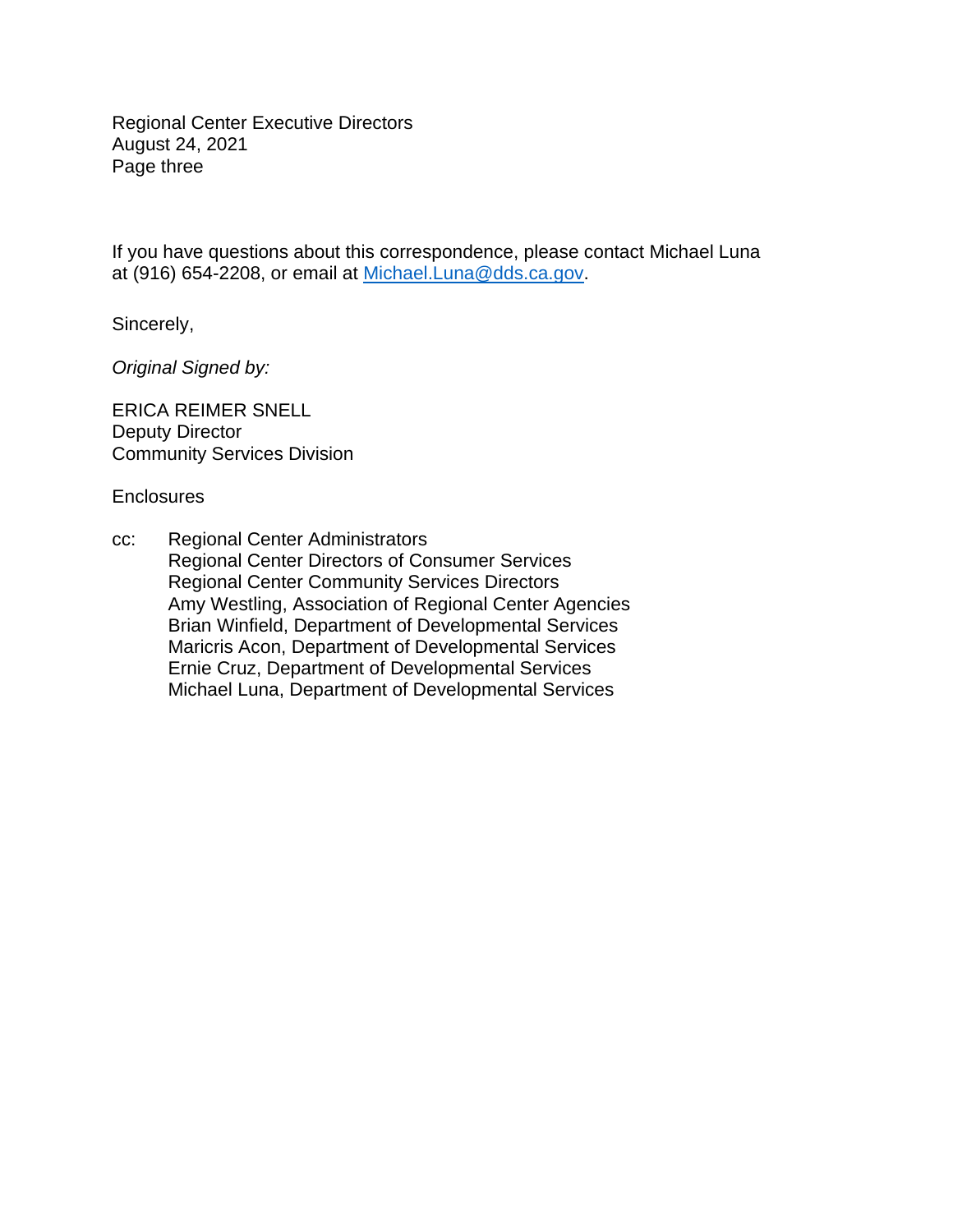If you have questions about this correspondence, please contact Michael Luna at (916) 654-2208, or email at Michael.Luna@dds.ca.gov.

Sincerely,

*Original Signed by:*

ERICA REIMER SNELL
Deputy Director
Community Services Division

Enclosures

cc: Regional Center Administrators
Regional Center Directors of Consumer Services
Regional Center Community Services Directors
Amy Westling, Association of Regional Center Agencies
Brian Winfield, Department of Developmental Services
Maricris Acon, Department of Developmental Services
Ernie Cruz, Department of Developmental Services
Michael Luna, Department of Developmental Services